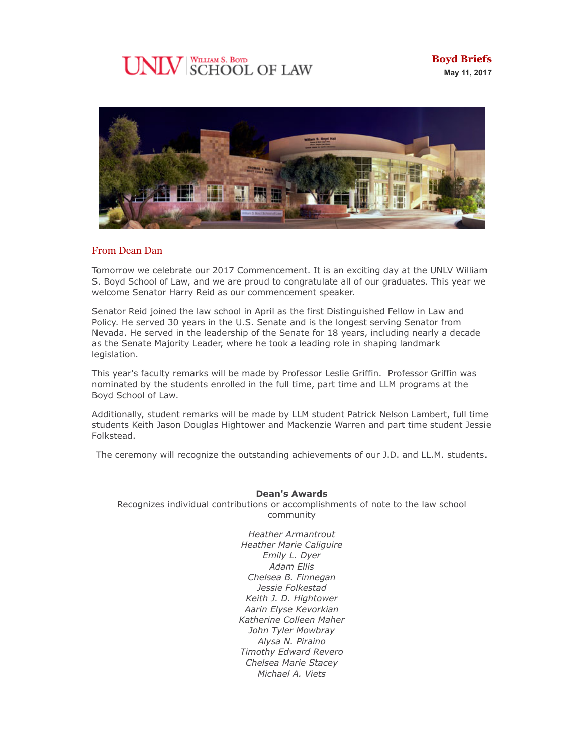UNLV William S. Boyd SCHOOL OF LAW

**Boyd Briefs**

**May 11, 2017**

## From Dean Dan

Tomorrow we celebrate our 2017 Commencement. It is an exciting day at the UNLV William S. Boyd School of Law, and we are proud to congratulate all of our graduates. This year we welcome Senator Harry Reid as our commencement speaker.

Senator Reid joined the law school in April as the first Distinguished Fellow in Law and Policy. He served 30 years in the U.S. Senate and is the longest serving Senator from Nevada. He served in the leadership of the Senate for 18 years, including nearly a decade as the Senate Majority Leader, where he took a leading role in shaping landmark legislation.

This year's faculty remarks will be made by Professor Leslie Griffin. Professor Griffin was nominated by the students enrolled in the full time, part time and LLM programs at the Boyd School of Law.

Additionally, student remarks will be made by LLM student Patrick Nelson Lambert, full time students Keith Jason Douglas Hightower and Mackenzie Warren and part time student Jessie Folkstead.

The ceremony will recognize the outstanding achievements of our J.D. and LL.M. students.

**Dean's Awards**

Recognizes individual contributions or accomplishments of note to the law school community

*Heather Armantrout*
*Heather Marie Caliguire*
*Emily L. Dyer*
*Adam Ellis*
*Chelsea B. Finnegan*
*Jessie Folkestad*
*Keith J. D. Hightower*
*Aarin Elyse Kevorkian*
*Katherine Colleen Maher*
*John Tyler Mowbray*
*Alysa N. Piraino*
*Timothy Edward Revero*
*Chelsea Marie Stacey*
*Michael A. Viets*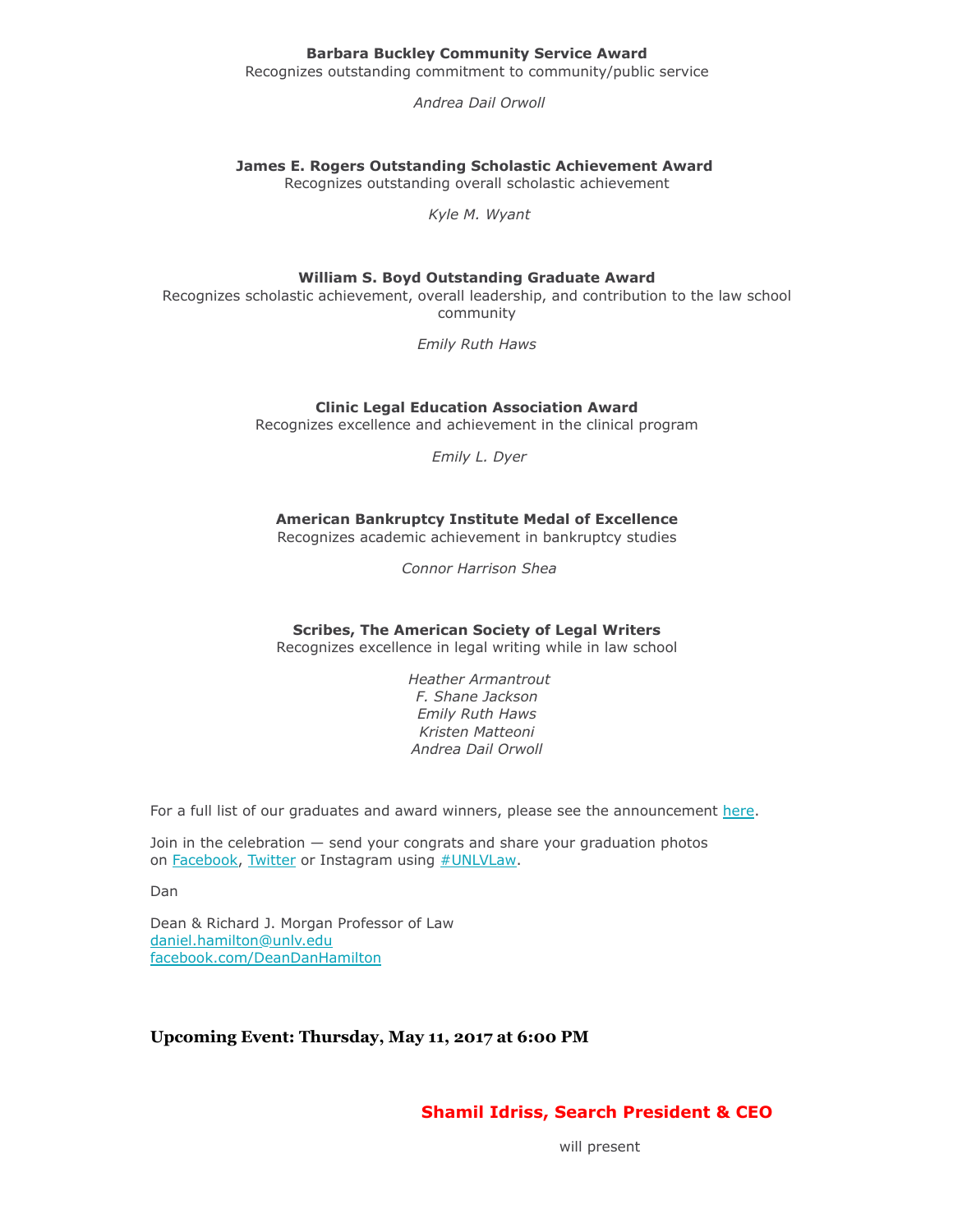**Barbara Buckley Community Service Award**
Recognizes outstanding commitment to community/public service

*Andrea Dail Orwoll*

**James E. Rogers Outstanding Scholastic Achievement Award**
Recognizes outstanding overall scholastic achievement

*Kyle M. Wyant*

**William S. Boyd Outstanding Graduate Award**
Recognizes scholastic achievement, overall leadership, and contribution to the law school community

*Emily Ruth Haws*

**Clinic Legal Education Association Award**
Recognizes excellence and achievement in the clinical program

*Emily L. Dyer*

**American Bankruptcy Institute Medal of Excellence**
Recognizes academic achievement in bankruptcy studies

*Connor Harrison Shea*

**Scribes, The American Society of Legal Writers**
Recognizes excellence in legal writing while in law school

*Heather Armantrout*
*F. Shane Jackson*
*Emily Ruth Haws*
*Kristen Matteoni*
*Andrea Dail Orwoll*

For a full list of our graduates and award winners, please see the announcement here.

Join in the celebration — send your congrats and share your graduation photos on Facebook, Twitter or Instagram using #UNLVLaw.

Dan

Dean & Richard J. Morgan Professor of Law
daniel.hamilton@unlv.edu
facebook.com/DeanDanHamilton

**Upcoming Event: Thursday, May 11, 2017 at 6:00 PM**

**Shamil Idriss, Search President & CEO**

will present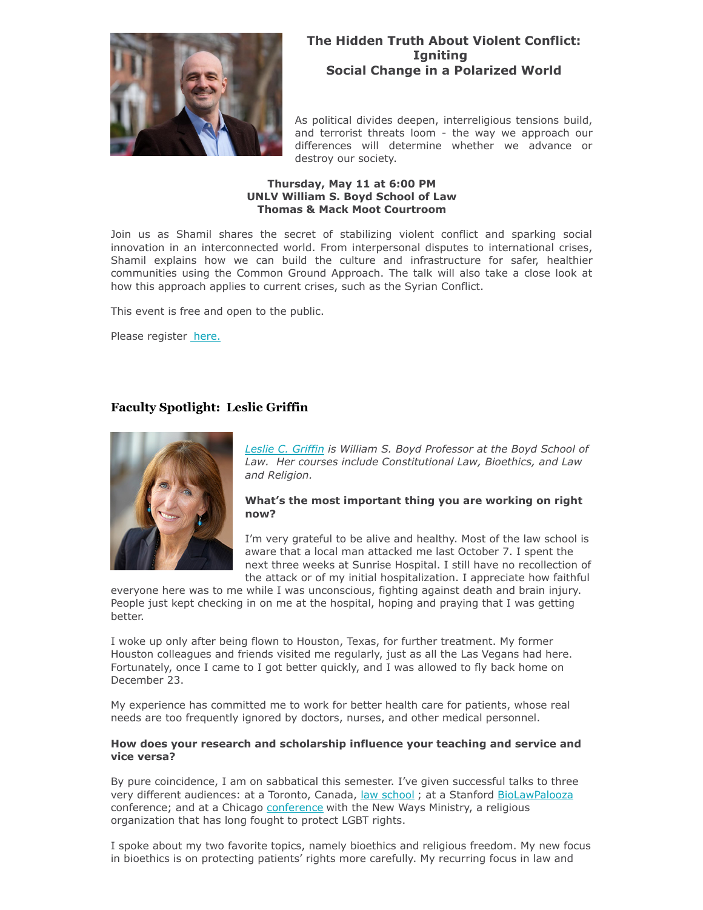## The Hidden Truth About Violent Conflict: Igniting Social Change in a Polarized World

As political divides deepen, interreligious tensions build, and terrorist threats loom - the way we approach our differences will determine whether we advance or destroy our society.

**Thursday, May 11 at 6:00 PM**
**UNLV William S. Boyd School of Law**
**Thomas & Mack Moot Courtroom**

Join us as Shamil shares the secret of stabilizing violent conflict and sparking social innovation in an interconnected world. From interpersonal disputes to international crises, Shamil explains how we can build the culture and infrastructure for safer, healthier communities using the Common Ground Approach. The talk will also take a close look at how this approach applies to current crises, such as the Syrian Conflict.

This event is free and open to the public.

Please register here.

## Faculty Spotlight: Leslie Griffin

*Leslie C. Griffin is William S. Boyd Professor at the Boyd School of Law. Her courses include Constitutional Law, Bioethics, and Law and Religion.*

**What's the most important thing you are working on right now?**

I'm very grateful to be alive and healthy. Most of the law school is aware that a local man attacked me last October 7. I spent the next three weeks at Sunrise Hospital. I still have no recollection of the attack or of my initial hospitalization. I appreciate how faithful everyone here was to me while I was unconscious, fighting against death and brain injury. People just kept checking in on me at the hospital, hoping and praying that I was getting better.

I woke up only after being flown to Houston, Texas, for further treatment. My former Houston colleagues and friends visited me regularly, just as all the Las Vegans had here. Fortunately, once I came to I got better quickly, and I was allowed to fly back home on December 23.

My experience has committed me to work for better health care for patients, whose real needs are too frequently ignored by doctors, nurses, and other medical personnel.

**How does your research and scholarship influence your teaching and service and vice versa?**

By pure coincidence, I am on sabbatical this semester. I've given successful talks to three very different audiences: at a Toronto, Canada, law school ; at a Stanford BioLawPalooza conference; and at a Chicago conference with the New Ways Ministry, a religious organization that has long fought to protect LGBT rights.

I spoke about my two favorite topics, namely bioethics and religious freedom. My new focus in bioethics is on protecting patients' rights more carefully. My recurring focus in law and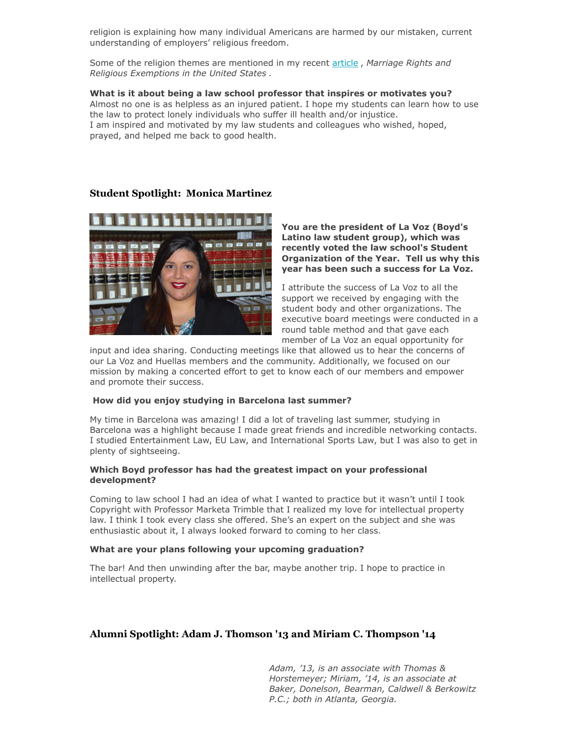religion is explaining how many individual Americans are harmed by our mistaken, current understanding of employers' religious freedom.

Some of the religion themes are mentioned in my recent article , *Marriage Rights and Religious Exemptions in the United States* .

**What is it about being a law school professor that inspires or motivates you?**
Almost no one is as helpless as an injured patient. I hope my students can learn how to use the law to protect lonely individuals who suffer ill health and/or injustice.
I am inspired and motivated by my law students and colleagues who wished, hoped, prayed, and helped me back to good health.

## Student Spotlight: Monica Martinez

**You are the president of La Voz (Boyd's Latino law student group), which was recently voted the law school's Student Organization of the Year. Tell us why this year has been such a success for La Voz.**

I attribute the success of La Voz to all the support we received by engaging with the student body and other organizations. The executive board meetings were conducted in a round table method and that gave each member of La Voz an equal opportunity for input and idea sharing. Conducting meetings like that allowed us to hear the concerns of our La Voz and Huellas members and the community. Additionally, we focused on our mission by making a concerted effort to get to know each of our members and empower and promote their success.

**How did you enjoy studying in Barcelona last summer?**

My time in Barcelona was amazing! I did a lot of traveling last summer, studying in Barcelona was a highlight because I made great friends and incredible networking contacts. I studied Entertainment Law, EU Law, and International Sports Law, but I was also to get in plenty of sightseeing.

**Which Boyd professor has had the greatest impact on your professional development?**

Coming to law school I had an idea of what I wanted to practice but it wasn't until I took Copyright with Professor Marketa Trimble that I realized my love for intellectual property law. I think I took every class she offered. She's an expert on the subject and she was enthusiastic about it, I always looked forward to coming to her class.

**What are your plans following your upcoming graduation?**

The bar! And then unwinding after the bar, maybe another trip. I hope to practice in intellectual property.

## Alumni Spotlight: Adam J. Thomson '13 and Miriam C. Thompson '14

*Adam, '13, is an associate with Thomas & Horstemeyer; Miriam, '14, is an associate at Baker, Donelson, Bearman, Caldwell & Berkowitz P.C.; both in Atlanta, Georgia.*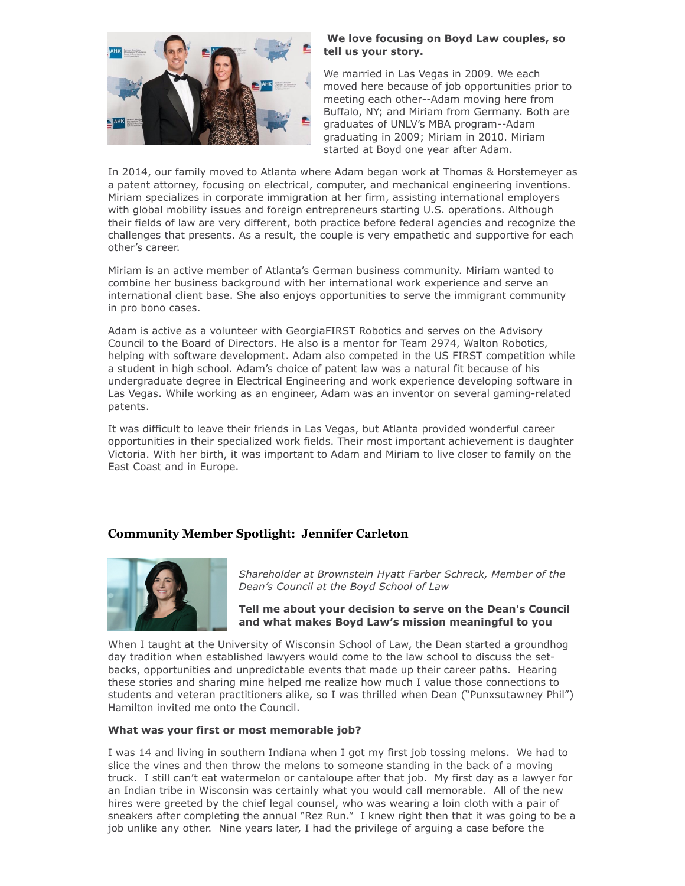**We love focusing on Boyd Law couples, so tell us your story.**

We married in Las Vegas in 2009. We each moved here because of job opportunities prior to meeting each other--Adam moving here from Buffalo, NY; and Miriam from Germany. Both are graduates of UNLV's MBA program--Adam graduating in 2009; Miriam in 2010. Miriam started at Boyd one year after Adam.

In 2014, our family moved to Atlanta where Adam began work at Thomas & Horstemeyer as a patent attorney, focusing on electrical, computer, and mechanical engineering inventions. Miriam specializes in corporate immigration at her firm, assisting international employers with global mobility issues and foreign entrepreneurs starting U.S. operations. Although their fields of law are very different, both practice before federal agencies and recognize the challenges that presents. As a result, the couple is very empathetic and supportive for each other's career.

Miriam is an active member of Atlanta's German business community. Miriam wanted to combine her business background with her international work experience and serve an international client base. She also enjoys opportunities to serve the immigrant community in pro bono cases.

Adam is active as a volunteer with GeorgiaFIRST Robotics and serves on the Advisory Council to the Board of Directors. He also is a mentor for Team 2974, Walton Robotics, helping with software development. Adam also competed in the US FIRST competition while a student in high school. Adam's choice of patent law was a natural fit because of his undergraduate degree in Electrical Engineering and work experience developing software in Las Vegas. While working as an engineer, Adam was an inventor on several gaming-related patents.

It was difficult to leave their friends in Las Vegas, but Atlanta provided wonderful career opportunities in their specialized work fields. Their most important achievement is daughter Victoria. With her birth, it was important to Adam and Miriam to live closer to family on the East Coast and in Europe.

## Community Member Spotlight: Jennifer Carleton

*Shareholder at Brownstein Hyatt Farber Schreck, Member of the Dean's Council at the Boyd School of Law*

**Tell me about your decision to serve on the Dean's Council and what makes Boyd Law's mission meaningful to you**

When I taught at the University of Wisconsin School of Law, the Dean started a groundhog day tradition when established lawyers would come to the law school to discuss the set-backs, opportunities and unpredictable events that made up their career paths. Hearing these stories and sharing mine helped me realize how much I value those connections to students and veteran practitioners alike, so I was thrilled when Dean ("Punxsutawney Phil") Hamilton invited me onto the Council.

**What was your first or most memorable job?**

I was 14 and living in southern Indiana when I got my first job tossing melons. We had to slice the vines and then throw the melons to someone standing in the back of a moving truck. I still can't eat watermelon or cantaloupe after that job. My first day as a lawyer for an Indian tribe in Wisconsin was certainly what you would call memorable. All of the new hires were greeted by the chief legal counsel, who was wearing a loin cloth with a pair of sneakers after completing the annual "Rez Run." I knew right then that it was going to be a job unlike any other. Nine years later, I had the privilege of arguing a case before the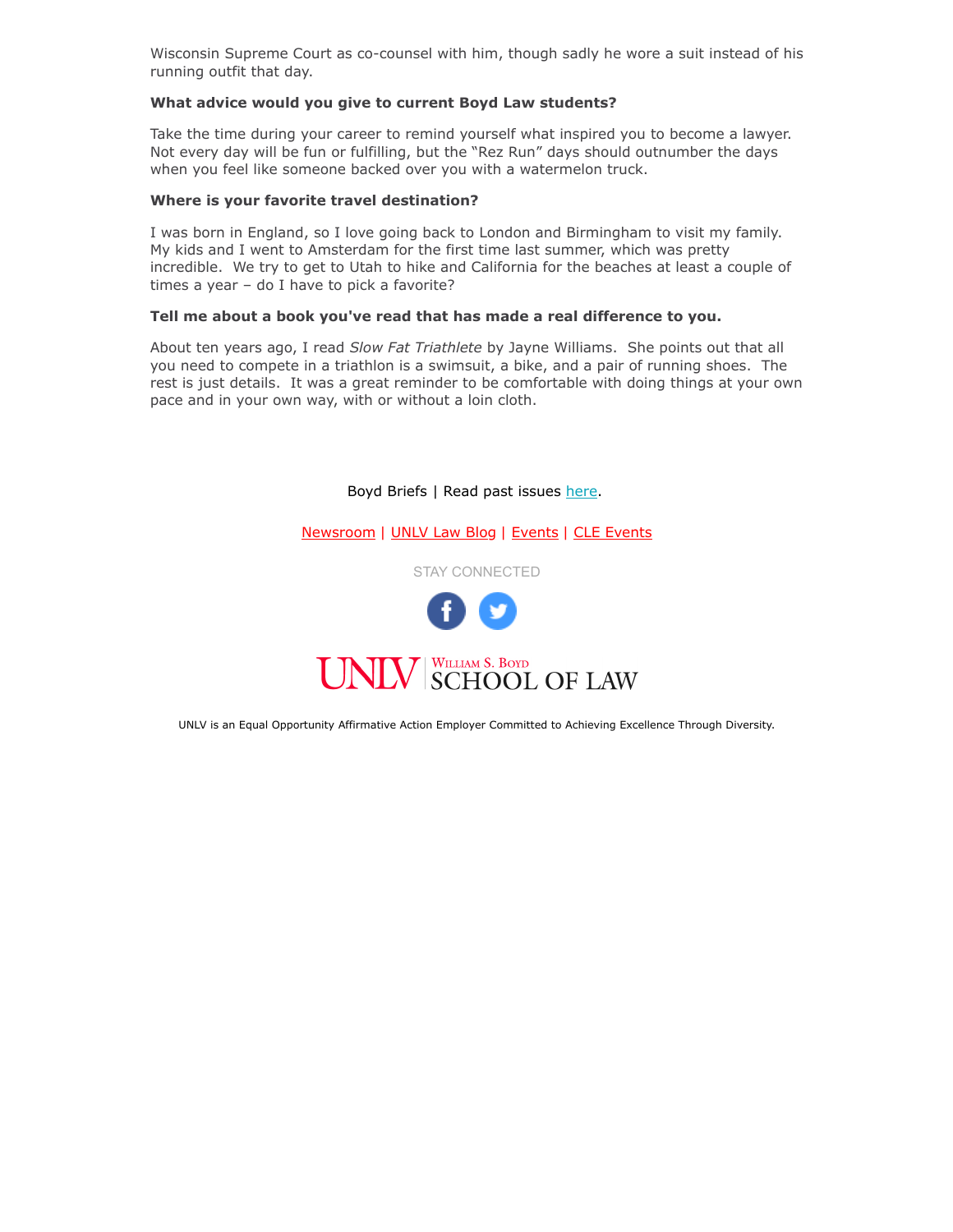Wisconsin Supreme Court as co-counsel with him, though sadly he wore a suit instead of his running outfit that day.

**What advice would you give to current Boyd Law students?**

Take the time during your career to remind yourself what inspired you to become a lawyer. Not every day will be fun or fulfilling, but the "Rez Run" days should outnumber the days when you feel like someone backed over you with a watermelon truck.

**Where is your favorite travel destination?**

I was born in England, so I love going back to London and Birmingham to visit my family. My kids and I went to Amsterdam for the first time last summer, which was pretty incredible. We try to get to Utah to hike and California for the beaches at least a couple of times a year – do I have to pick a favorite?

**Tell me about a book you've read that has made a real difference to you.**

About ten years ago, I read *Slow Fat Triathlete* by Jayne Williams. She points out that all you need to compete in a triathlon is a swimsuit, a bike, and a pair of running shoes. The rest is just details. It was a great reminder to be comfortable with doing things at your own pace and in your own way, with or without a loin cloth.

Boyd Briefs | Read past issues here.

Newsroom | UNLV Law Blog | Events | CLE Events

STAY CONNECTED

UNLV William S. Boyd School of Law

UNLV is an Equal Opportunity Affirmative Action Employer Committed to Achieving Excellence Through Diversity.